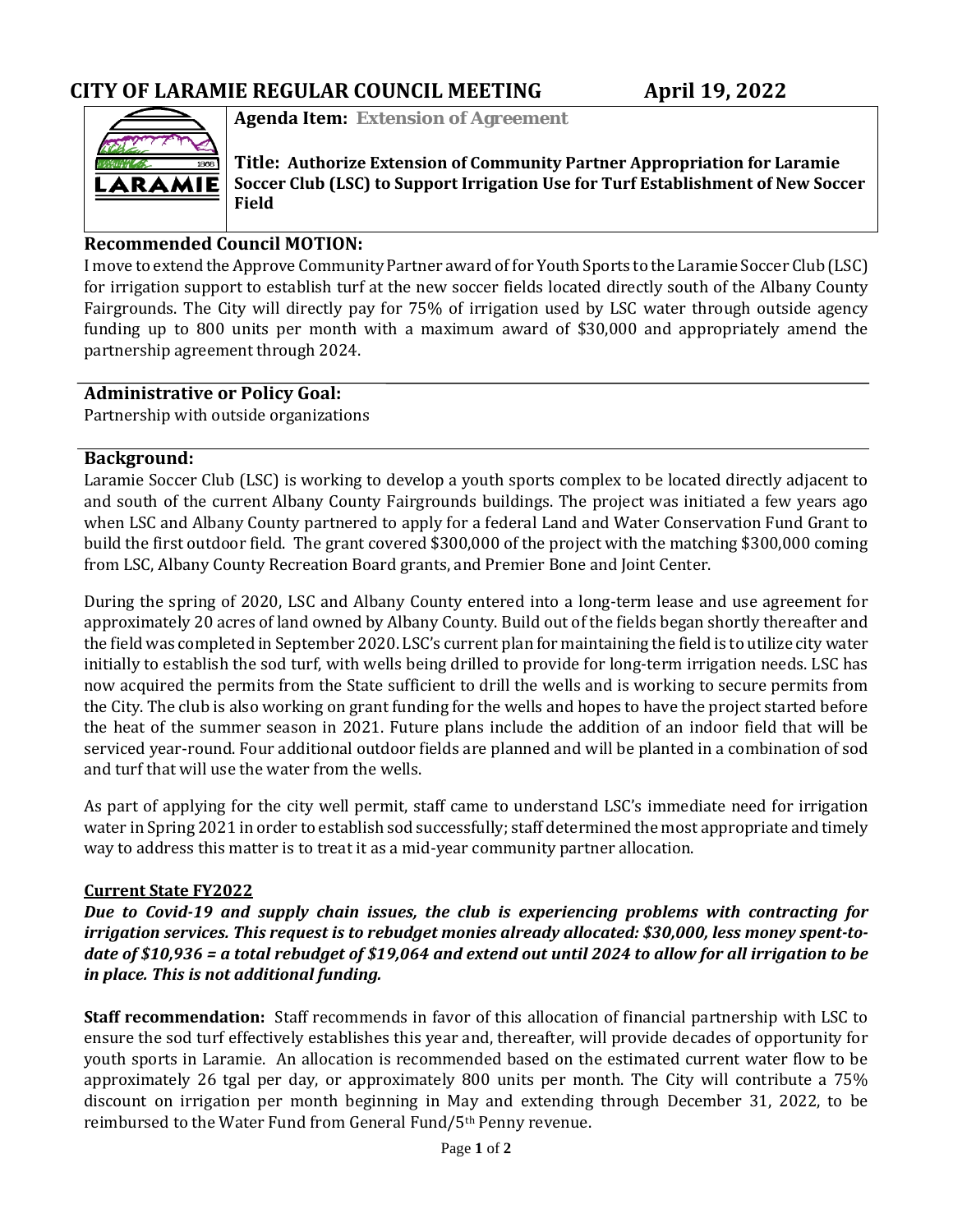# CITY OF LARAMIE REGULAR COUNCIL MEETING April 19, 2022

**Agenda Item:** **Extension of Agreement**

**Title: Authorize Extension of Community Partner Appropriation for Laramie Soccer Club (LSC) to Support Irrigation Use for Turf Establishment of New Soccer Field**

## Recommended Council MOTION:

I move to extend the Approve Community Partner award of for Youth Sports to the Laramie Soccer Club (LSC) for irrigation support to establish turf at the new soccer fields located directly south of the Albany County Fairgrounds. The City will directly pay for 75% of irrigation used by LSC water through outside agency funding up to 800 units per month with a maximum award of $30,000 and appropriately amend the partnership agreement through 2024.

## Administrative or Policy Goal:

Partnership with outside organizations

## Background:

Laramie Soccer Club (LSC) is working to develop a youth sports complex to be located directly adjacent to and south of the current Albany County Fairgrounds buildings. The project was initiated a few years ago when LSC and Albany County partnered to apply for a federal Land and Water Conservation Fund Grant to build the first outdoor field. The grant covered $300,000 of the project with the matching $300,000 coming from LSC, Albany County Recreation Board grants, and Premier Bone and Joint Center.

During the spring of 2020, LSC and Albany County entered into a long-term lease and use agreement for approximately 20 acres of land owned by Albany County. Build out of the fields began shortly thereafter and the field was completed in September 2020. LSC's current plan for maintaining the field is to utilize city water initially to establish the sod turf, with wells being drilled to provide for long-term irrigation needs. LSC has now acquired the permits from the State sufficient to drill the wells and is working to secure permits from the City. The club is also working on grant funding for the wells and hopes to have the project started before the heat of the summer season in 2021. Future plans include the addition of an indoor field that will be serviced year-round. Four additional outdoor fields are planned and will be planted in a combination of sod and turf that will use the water from the wells.

As part of applying for the city well permit, staff came to understand LSC's immediate need for irrigation water in Spring 2021 in order to establish sod successfully; staff determined the most appropriate and timely way to address this matter is to treat it as a mid-year community partner allocation.

**Current State FY2022**

***Due to Covid-19 and supply chain issues, the club is experiencing problems with contracting for irrigation services. This request is to rebudget monies already allocated: $30,000, less money spent-to-date of $10,936 = a total rebudget of $19,064 and extend out until 2024 to allow for all irrigation to be in place. This is not additional funding.***

**Staff recommendation:** Staff recommends in favor of this allocation of financial partnership with LSC to ensure the sod turf effectively establishes this year and, thereafter, will provide decades of opportunity for youth sports in Laramie. An allocation is recommended based on the estimated current water flow to be approximately 26 tgal per day, or approximately 800 units per month. The City will contribute a 75% discount on irrigation per month beginning in May and extending through December 31, 2022, to be reimbursed to the Water Fund from General Fund/5th Penny revenue.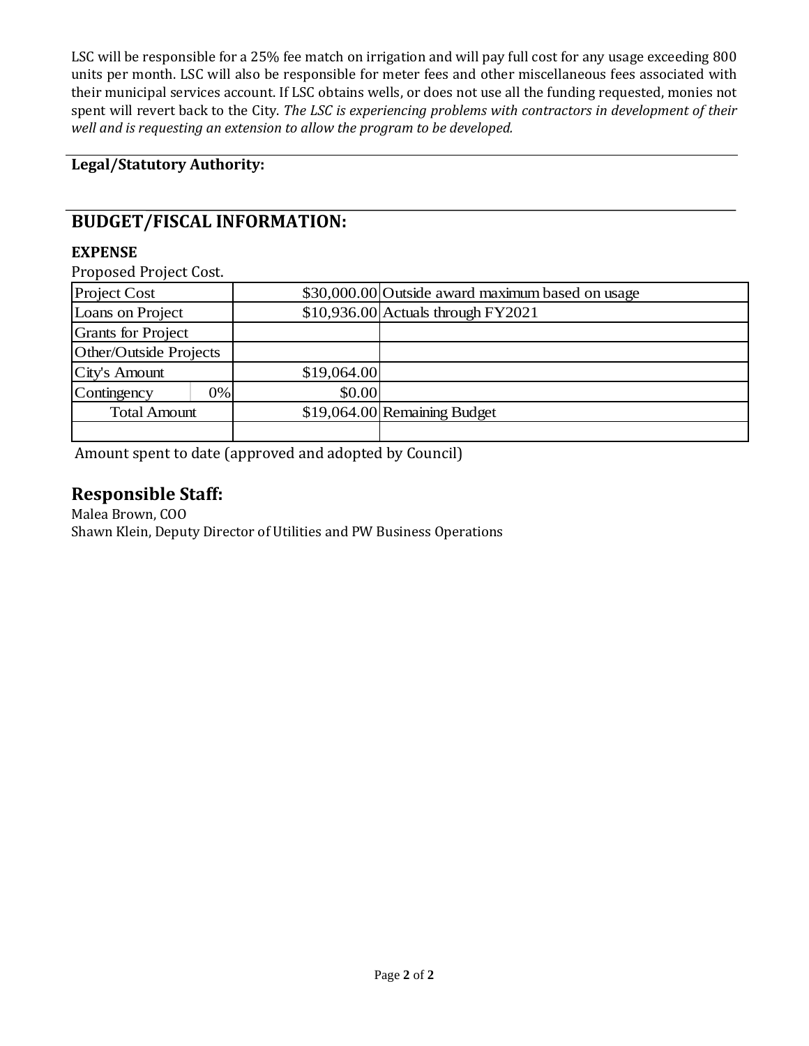LSC will be responsible for a 25% fee match on irrigation and will pay full cost for any usage exceeding 800 units per month. LSC will also be responsible for meter fees and other miscellaneous fees associated with their municipal services account. If LSC obtains wells, or does not use all the funding requested, monies not spent will revert back to the City. *The LSC is experiencing problems with contractors in development of their well and is requesting an extension to allow the program to be developed.*

**Legal/Statutory Authority:**

## BUDGET/FISCAL INFORMATION:

**EXPENSE**

Proposed Project Cost.

| | | | |
|---|---|---|---|
| Project Cost | | $30,000.00 | Outside award maximum based on usage |
| Loans on Project | | $10,936.00 | Actuals through FY2021 |
| Grants for Project | | | |
| Other/Outside Projects | | | |
| City's Amount | | $19,064.00 | |
| Contingency | 0% | $0.00 | |
| Total Amount | | $19,064.00 | Remaining Budget |
| | | | |

Amount spent to date (approved and adopted by Council)

## Responsible Staff:

Malea Brown, COO
Shawn Klein, Deputy Director of Utilities and PW Business Operations